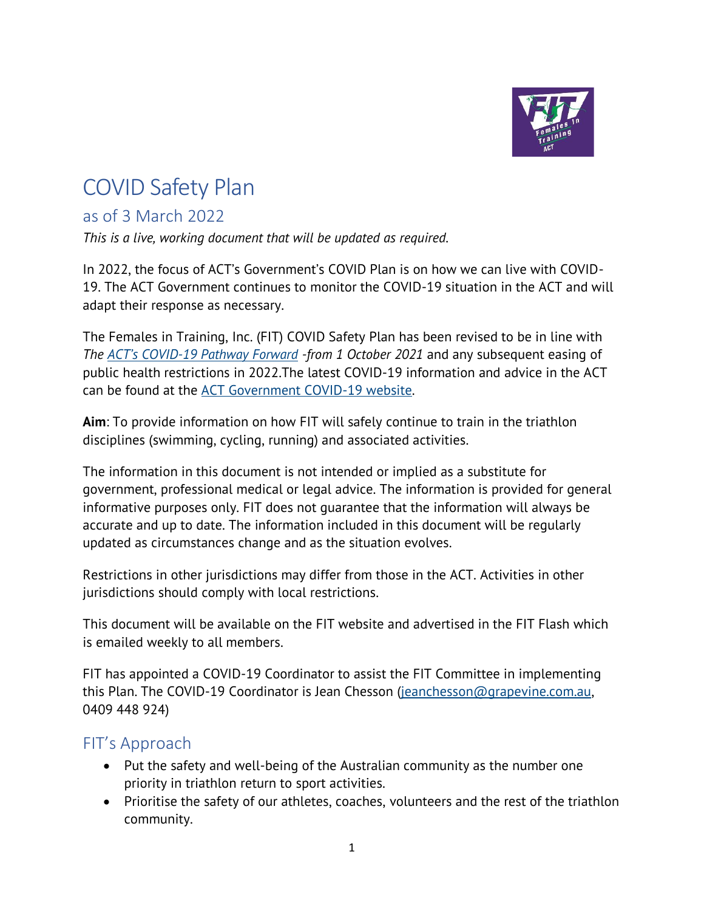# COVID Safety Plan

## as of 3 March 2022

*This is a live, working document that will be updated as required.*

In 2022, the focus of ACT's Government's COVID Plan is on how we can live with COVID-19. The ACT Government continues to monitor the COVID-19 situation in the ACT and will adapt their response as necessary.

The Females in Training, Inc. (FIT) COVID Safety Plan has been revised to be in line with *The ACT's COVID-19 Pathway Forward -from 1 October 2021* and any subsequent easing of public health restrictions in 2022.The latest COVID-19 information and advice in the ACT can be found at the ACT Government COVID-19 website.

**Aim**: To provide information on how FIT will safely continue to train in the triathlon disciplines (swimming, cycling, running) and associated activities.

The information in this document is not intended or implied as a substitute for government, professional medical or legal advice. The information is provided for general informative purposes only. FIT does not guarantee that the information will always be accurate and up to date. The information included in this document will be regularly updated as circumstances change and as the situation evolves.

Restrictions in other jurisdictions may differ from those in the ACT. Activities in other jurisdictions should comply with local restrictions.

This document will be available on the FIT website and advertised in the FIT Flash which is emailed weekly to all members.

FIT has appointed a COVID-19 Coordinator to assist the FIT Committee in implementing this Plan. The COVID-19 Coordinator is Jean Chesson (jeanchesson@grapevine.com.au, 0409 448 924)

## FIT's Approach

- Put the safety and well-being of the Australian community as the number one priority in triathlon return to sport activities.
- Prioritise the safety of our athletes, coaches, volunteers and the rest of the triathlon community.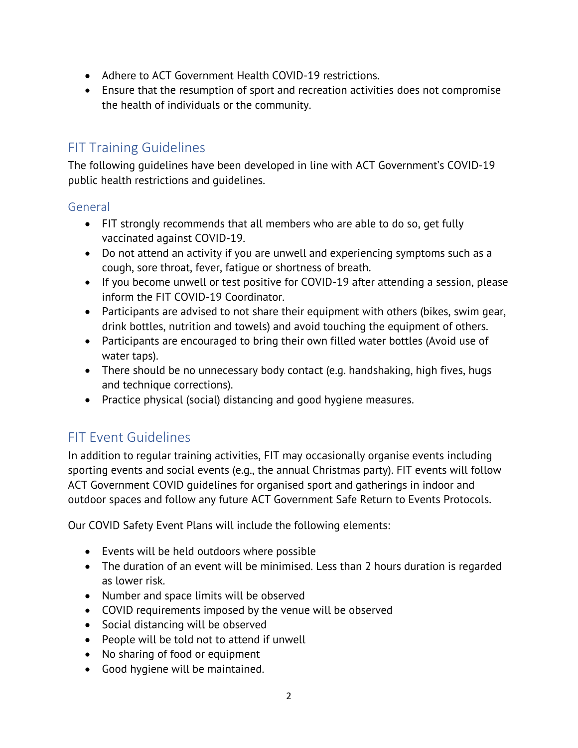- Adhere to ACT Government Health COVID-19 restrictions.
- Ensure that the resumption of sport and recreation activities does not compromise the health of individuals or the community.

## FIT Training Guidelines

The following guidelines have been developed in line with ACT Government's COVID-19 public health restrictions and guidelines.

### General

- FIT strongly recommends that all members who are able to do so, get fully vaccinated against COVID-19.
- Do not attend an activity if you are unwell and experiencing symptoms such as a cough, sore throat, fever, fatigue or shortness of breath.
- If you become unwell or test positive for COVID-19 after attending a session, please inform the FIT COVID-19 Coordinator.
- Participants are advised to not share their equipment with others (bikes, swim gear, drink bottles, nutrition and towels) and avoid touching the equipment of others.
- Participants are encouraged to bring their own filled water bottles (Avoid use of water taps).
- There should be no unnecessary body contact (e.g. handshaking, high fives, hugs and technique corrections).
- Practice physical (social) distancing and good hygiene measures.

## FIT Event Guidelines

In addition to regular training activities, FIT may occasionally organise events including sporting events and social events (e.g., the annual Christmas party). FIT events will follow ACT Government COVID guidelines for organised sport and gatherings in indoor and outdoor spaces and follow any future ACT Government Safe Return to Events Protocols.

Our COVID Safety Event Plans will include the following elements:

- Events will be held outdoors where possible
- The duration of an event will be minimised. Less than 2 hours duration is regarded as lower risk.
- Number and space limits will be observed
- COVID requirements imposed by the venue will be observed
- Social distancing will be observed
- People will be told not to attend if unwell
- No sharing of food or equipment
- Good hygiene will be maintained.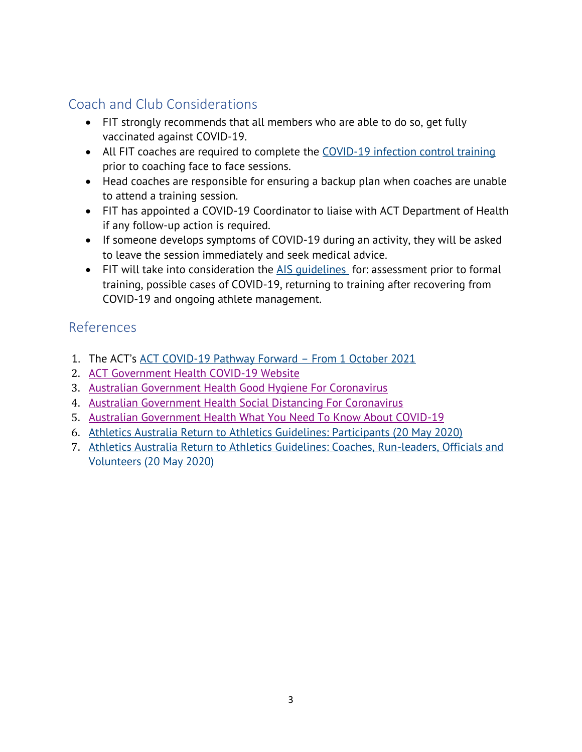## Coach and Club Considerations

- FIT strongly recommends that all members who are able to do so, get fully vaccinated against COVID-19.
- All FIT coaches are required to complete the COVID-19 infection control training prior to coaching face to face sessions.
- Head coaches are responsible for ensuring a backup plan when coaches are unable to attend a training session.
- FIT has appointed a COVID-19 Coordinator to liaise with ACT Department of Health if any follow-up action is required.
- If someone develops symptoms of COVID-19 during an activity, they will be asked to leave the session immediately and seek medical advice.
- FIT will take into consideration the AIS guidelines for: assessment prior to formal training, possible cases of COVID-19, returning to training after recovering from COVID-19 and ongoing athlete management.

## References

1. The ACT's ACT COVID-19 Pathway Forward – From 1 October 2021
2. ACT Government Health COVID-19 Website
3. Australian Government Health Good Hygiene For Coronavirus
4. Australian Government Health Social Distancing For Coronavirus
5. Australian Government Health What You Need To Know About COVID-19
6. Athletics Australia Return to Athletics Guidelines: Participants (20 May 2020)
7. Athletics Australia Return to Athletics Guidelines: Coaches, Run-leaders, Officials and Volunteers (20 May 2020)